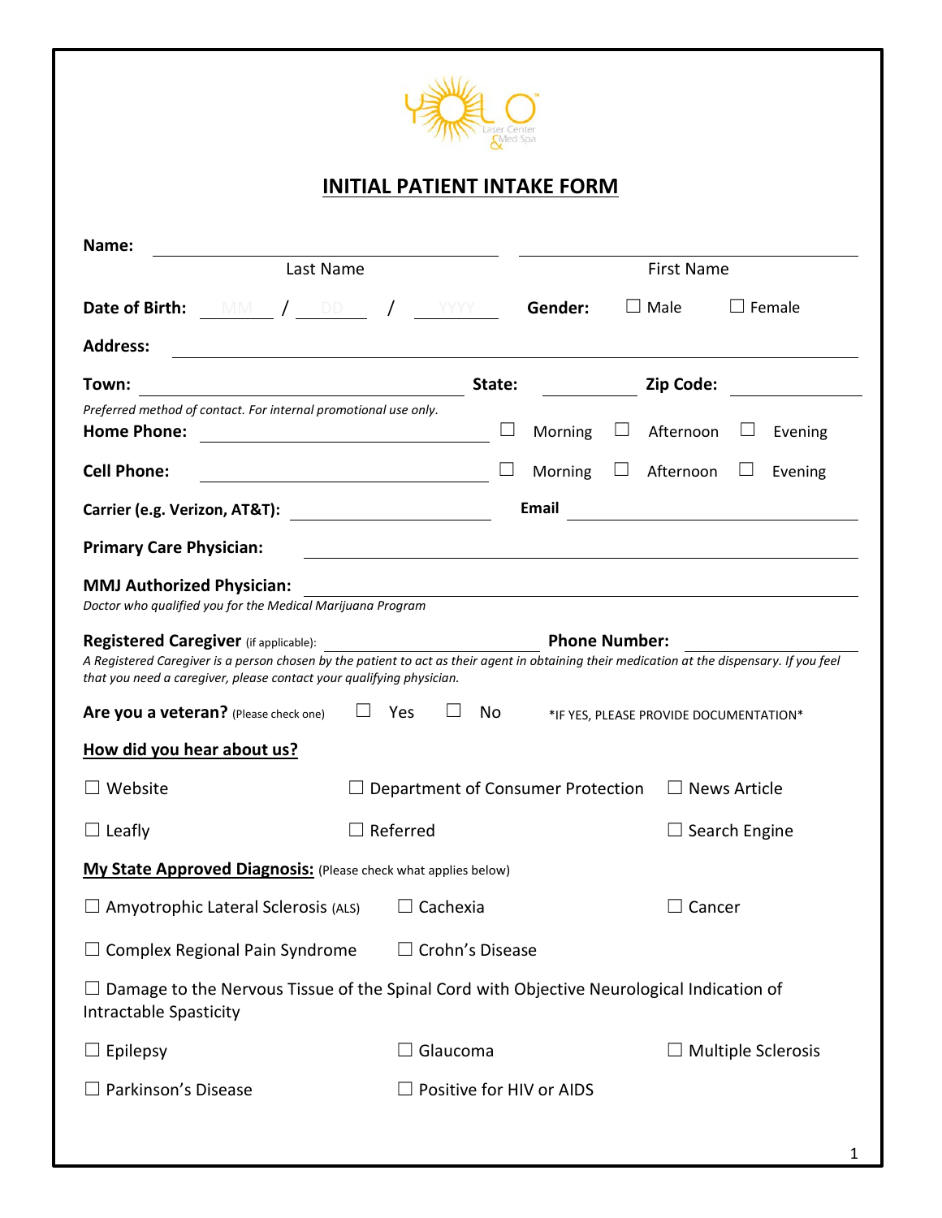YOLO Laser Center & Med Spa

# INITIAL PATIENT INTAKE FORM

**Name:** ______________________ ______________________
Last Name First Name

**Date of Birth:** MM / DD / YYYY **Gender:** ☐ Male ☐ Female

**Address:** ______________________

**Town:** ______________________ **State:** __________ **Zip Code:** __________

*Preferred method of contact. For internal promotional use only.*

**Home Phone:** ______________________ ☐ Morning ☐ Afternoon ☐ Evening

**Cell Phone:** ______________________ ☐ Morning ☐ Afternoon ☐ Evening

**Carrier (e.g. Verizon, AT&T):** ______________________ **Email** ______________________

**Primary Care Physician:** ______________________

**MMJ Authorized Physician:** ______________________

*Doctor who qualified you for the Medical Marijuana Program*

**Registered Caregiver** (if applicable): ______________________ **Phone Number:** ______________________

*A Registered Caregiver is a person chosen by the patient to act as their agent in obtaining their medication at the dispensary. If you feel that you need a caregiver, please contact your qualifying physician.*

**Are you a veteran?** (Please check one) ☐ Yes ☐ No *IF YES, PLEASE PROVIDE DOCUMENTATION*

**<u>How did you hear about us?</u>**

☐ Website ☐ Department of Consumer Protection ☐ News Article

☐ Leafly ☐ Referred ☐ Search Engine

**<u>My State Approved Diagnosis:</u>** (Please check what applies below)

☐ Amyotrophic Lateral Sclerosis (ALS) ☐ Cachexia ☐ Cancer

☐ Complex Regional Pain Syndrome ☐ Crohn's Disease

☐ Damage to the Nervous Tissue of the Spinal Cord with Objective Neurological Indication of Intractable Spasticity

☐ Epilepsy ☐ Glaucoma ☐ Multiple Sclerosis

☐ Parkinson's Disease ☐ Positive for HIV or AIDS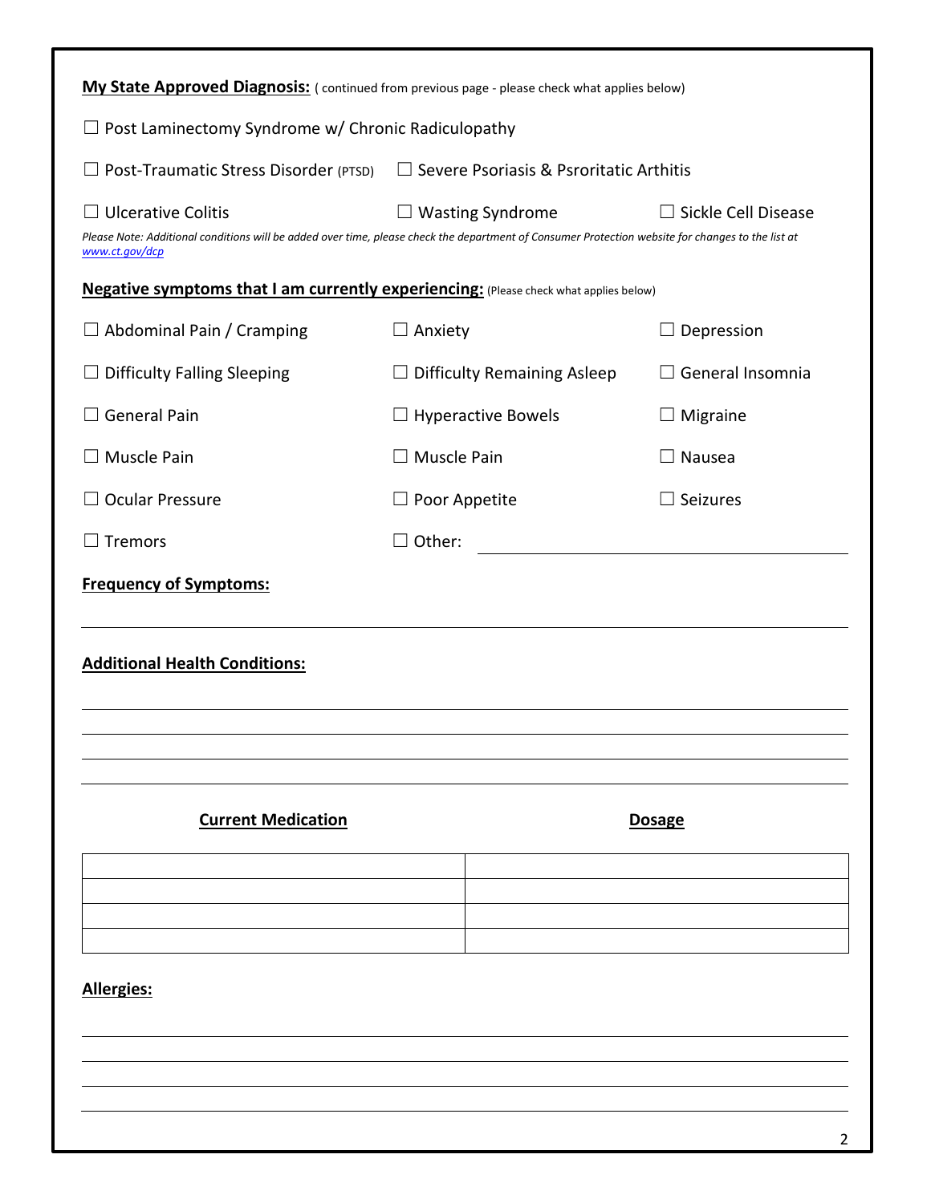**My State Approved Diagnosis:** ( continued from previous page - please check what applies below)

☐ Post Laminectomy Syndrome w/ Chronic Radiculopathy

☐ Post-Traumatic Stress Disorder (PTSD) ☐ Severe Psoriasis & Psroritatic Arthitis

☐ Ulcerative Colitis ☐ Wasting Syndrome ☐ Sickle Cell Disease

*Please Note: Additional conditions will be added over time, please check the department of Consumer Protection website for changes to the list at [www.ct.gov/dcp](www.ct.gov/dcp)*

**Negative symptoms that I am currently experiencing:** (Please check what applies below)

☐ Abdominal Pain / Cramping ☐ Anxiety ☐ Depression

☐ Difficulty Falling Sleeping ☐ Difficulty Remaining Asleep ☐ General Insomnia

☐ General Pain ☐ Hyperactive Bowels ☐ Migraine

☐ Muscle Pain ☐ Muscle Pain ☐ Nausea

☐ Ocular Pressure ☐ Poor Appetite ☐ Seizures

☐ Tremors ☐ Other: ____________________

**Frequency of Symptoms:**

______________________________________________________________________

**Additional Health Conditions:**

______________________________________________________________________

______________________________________________________________________

______________________________________________________________________

______________________________________________________________________

| Current Medication | Dosage |
|---|---|
| | |
| | |
| | |
| | |

**Allergies:**

______________________________________________________________________

______________________________________________________________________

______________________________________________________________________

______________________________________________________________________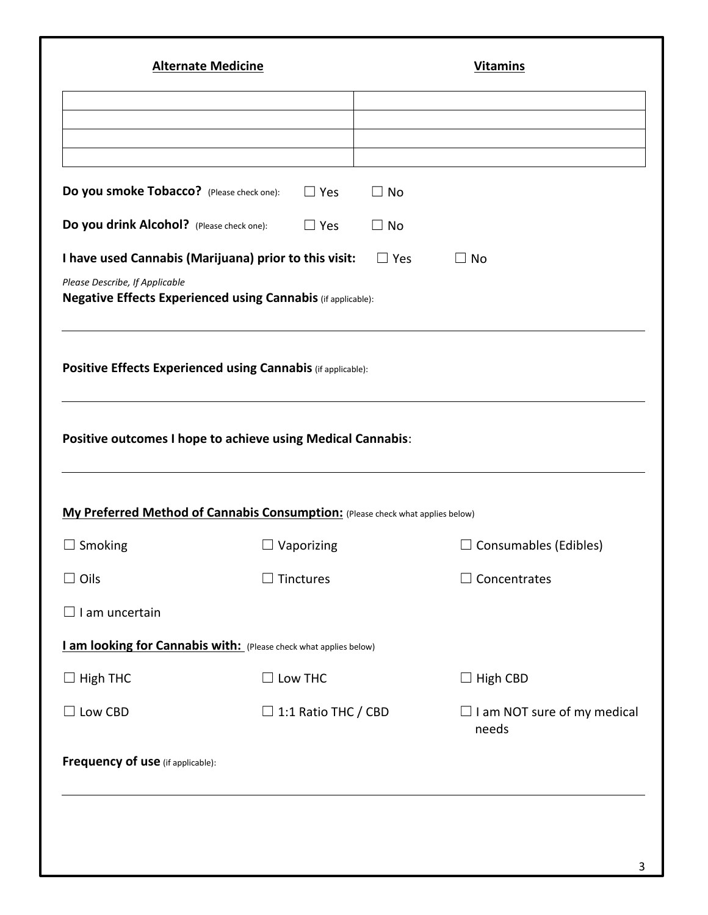| Alternate Medicine | Vitamins |
| --- | --- |
| | |
| | |
| | |
| | |

**Do you smoke Tobacco?** (Please check one): ☐ Yes ☐ No

**Do you drink Alcohol?** (Please check one): ☐ Yes ☐ No

**I have used Cannabis (Marijuana) prior to this visit:** ☐ Yes ☐ No

*Please Describe, If Applicable*

**Negative Effects Experienced using Cannabis** (if applicable):

---

**Positive Effects Experienced using Cannabis** (if applicable):

---

**Positive outcomes I hope to achieve using Medical Cannabis**:

---

**My Preferred Method of Cannabis Consumption:** (Please check what applies below)

☐ Smoking ☐ Vaporizing ☐ Consumables (Edibles)

☐ Oils ☐ Tinctures ☐ Concentrates

☐ I am uncertain

**I am looking for Cannabis with:** (Please check what applies below)

☐ High THC ☐ Low THC ☐ High CBD

☐ Low CBD ☐ 1:1 Ratio THC / CBD ☐ I am NOT sure of my medical needs

**Frequency of use** (if applicable):

---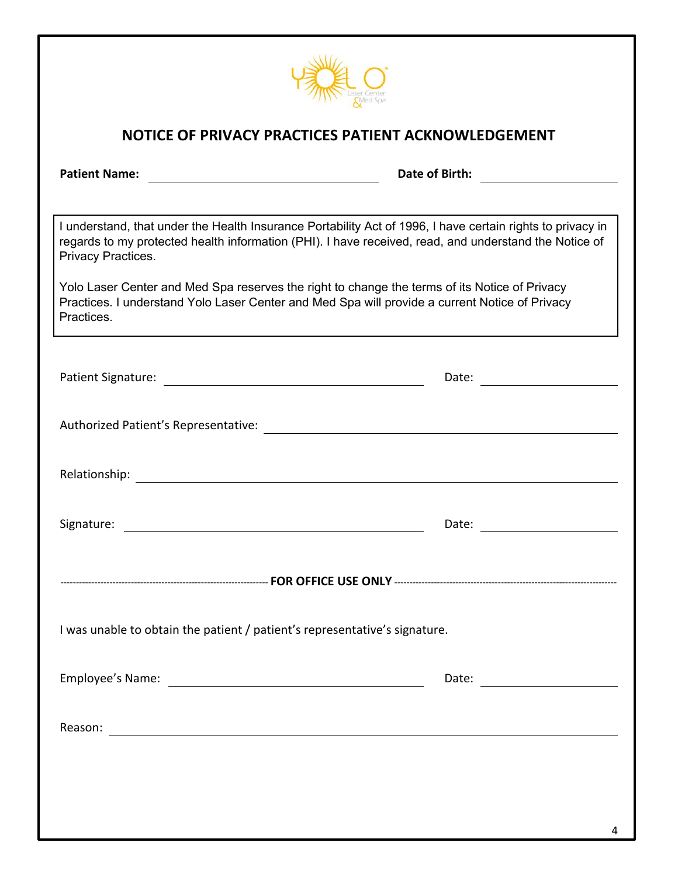# NOTICE OF PRIVACY PRACTICES PATIENT ACKNOWLEDGEMENT

**Patient Name:** ______________________________ **Date of Birth:** ________________

I understand, that under the Health Insurance Portability Act of 1996, I have certain rights to privacy in regards to my protected health information (PHI). I have received, read, and understand the Notice of Privacy Practices.

Yolo Laser Center and Med Spa reserves the right to change the terms of its Notice of Privacy Practices. I understand Yolo Laser Center and Med Spa will provide a current Notice of Privacy Practices.

Patient Signature: ______________________________ Date: ________________

Authorized Patient's Representative: ______________________________

Relationship: ______________________________

Signature: ______________________________ Date: ________________

---------------------------------------- **FOR OFFICE USE ONLY** ----------------------------------------

I was unable to obtain the patient / patient's representative's signature.

Employee's Name: ______________________________ Date: ________________

Reason: ______________________________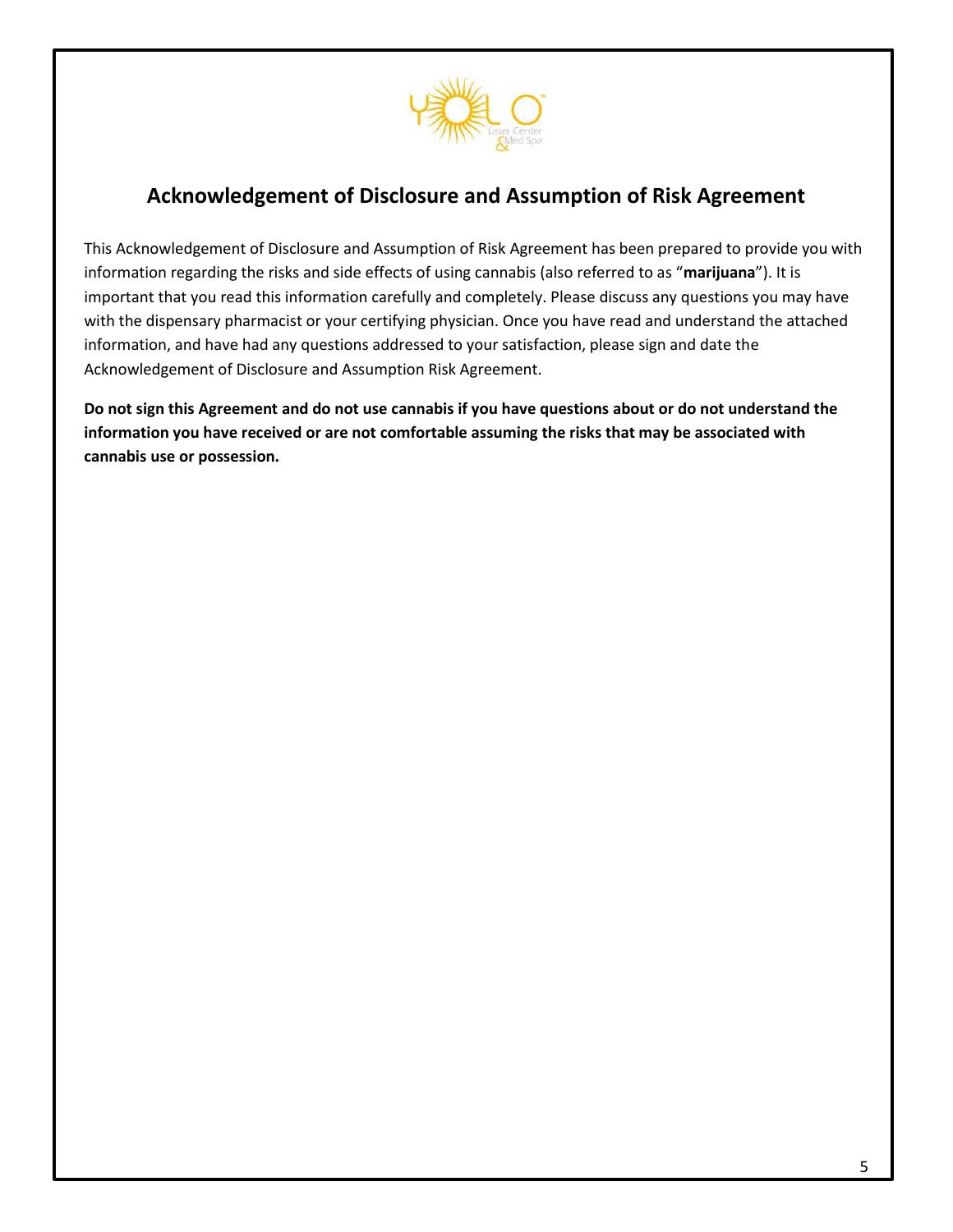## Acknowledgement of Disclosure and Assumption of Risk Agreement

This Acknowledgement of Disclosure and Assumption of Risk Agreement has been prepared to provide you with information regarding the risks and side effects of using cannabis (also referred to as "**marijuana**"). It is important that you read this information carefully and completely. Please discuss any questions you may have with the dispensary pharmacist or your certifying physician. Once you have read and understand the attached information, and have had any questions addressed to your satisfaction, please sign and date the Acknowledgement of Disclosure and Assumption Risk Agreement.

**Do not sign this Agreement and do not use cannabis if you have questions about or do not understand the information you have received or are not comfortable assuming the risks that may be associated with cannabis use or possession.**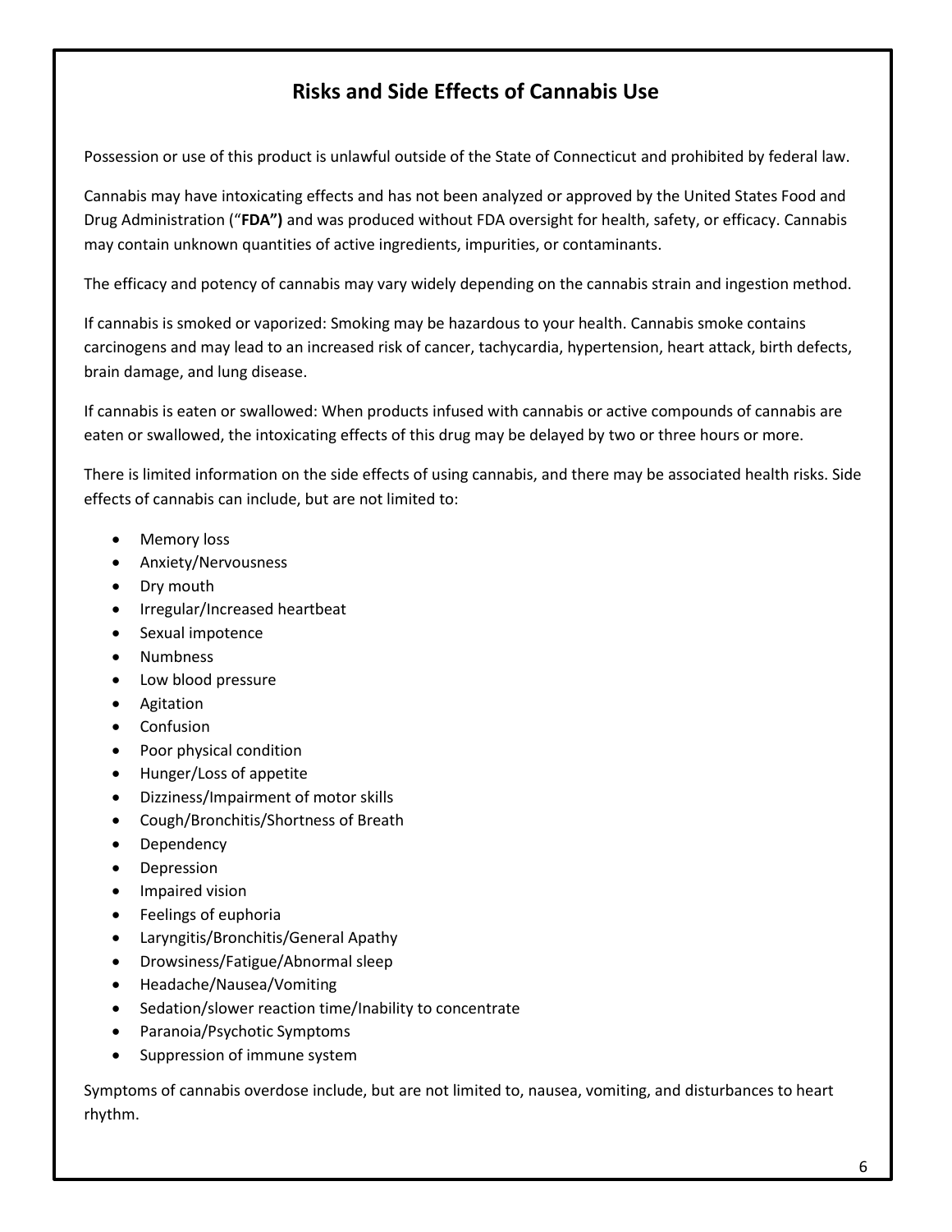## Risks and Side Effects of Cannabis Use

Possession or use of this product is unlawful outside of the State of Connecticut and prohibited by federal law.

Cannabis may have intoxicating effects and has not been analyzed or approved by the United States Food and Drug Administration ("**FDA")** and was produced without FDA oversight for health, safety, or efficacy. Cannabis may contain unknown quantities of active ingredients, impurities, or contaminants.

The efficacy and potency of cannabis may vary widely depending on the cannabis strain and ingestion method.

If cannabis is smoked or vaporized: Smoking may be hazardous to your health. Cannabis smoke contains carcinogens and may lead to an increased risk of cancer, tachycardia, hypertension, heart attack, birth defects, brain damage, and lung disease.

If cannabis is eaten or swallowed: When products infused with cannabis or active compounds of cannabis are eaten or swallowed, the intoxicating effects of this drug may be delayed by two or three hours or more.

There is limited information on the side effects of using cannabis, and there may be associated health risks. Side effects of cannabis can include, but are not limited to:

- Memory loss
- Anxiety/Nervousness
- Dry mouth
- Irregular/Increased heartbeat
- Sexual impotence
- Numbness
- Low blood pressure
- Agitation
- Confusion
- Poor physical condition
- Hunger/Loss of appetite
- Dizziness/Impairment of motor skills
- Cough/Bronchitis/Shortness of Breath
- Dependency
- Depression
- Impaired vision
- Feelings of euphoria
- Laryngitis/Bronchitis/General Apathy
- Drowsiness/Fatigue/Abnormal sleep
- Headache/Nausea/Vomiting
- Sedation/slower reaction time/Inability to concentrate
- Paranoia/Psychotic Symptoms
- Suppression of immune system

Symptoms of cannabis overdose include, but are not limited to, nausea, vomiting, and disturbances to heart rhythm.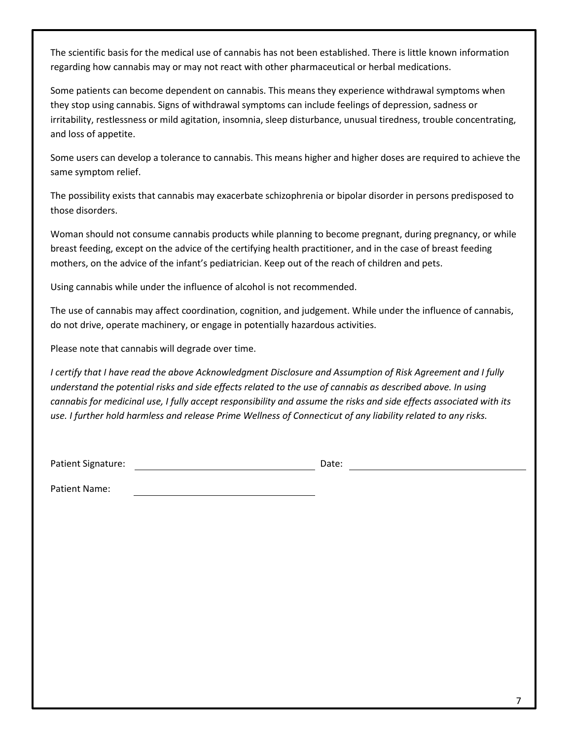The scientific basis for the medical use of cannabis has not been established. There is little known information regarding how cannabis may or may not react with other pharmaceutical or herbal medications.

Some patients can become dependent on cannabis. This means they experience withdrawal symptoms when they stop using cannabis. Signs of withdrawal symptoms can include feelings of depression, sadness or irritability, restlessness or mild agitation, insomnia, sleep disturbance, unusual tiredness, trouble concentrating, and loss of appetite.

Some users can develop a tolerance to cannabis. This means higher and higher doses are required to achieve the same symptom relief.

The possibility exists that cannabis may exacerbate schizophrenia or bipolar disorder in persons predisposed to those disorders.

Woman should not consume cannabis products while planning to become pregnant, during pregnancy, or while breast feeding, except on the advice of the certifying health practitioner, and in the case of breast feeding mothers, on the advice of the infant's pediatrician. Keep out of the reach of children and pets.

Using cannabis while under the influence of alcohol is not recommended.

The use of cannabis may affect coordination, cognition, and judgement. While under the influence of cannabis, do not drive, operate machinery, or engage in potentially hazardous activities.

Please note that cannabis will degrade over time.

*I certify that I have read the above Acknowledgment Disclosure and Assumption of Risk Agreement and I fully understand the potential risks and side effects related to the use of cannabis as described above. In using cannabis for medicinal use, I fully accept responsibility and assume the risks and side effects associated with its use. I further hold harmless and release Prime Wellness of Connecticut of any liability related to any risks.*

Patient Signature: ______________________________ Date: ______________________________

Patient Name: ______________________________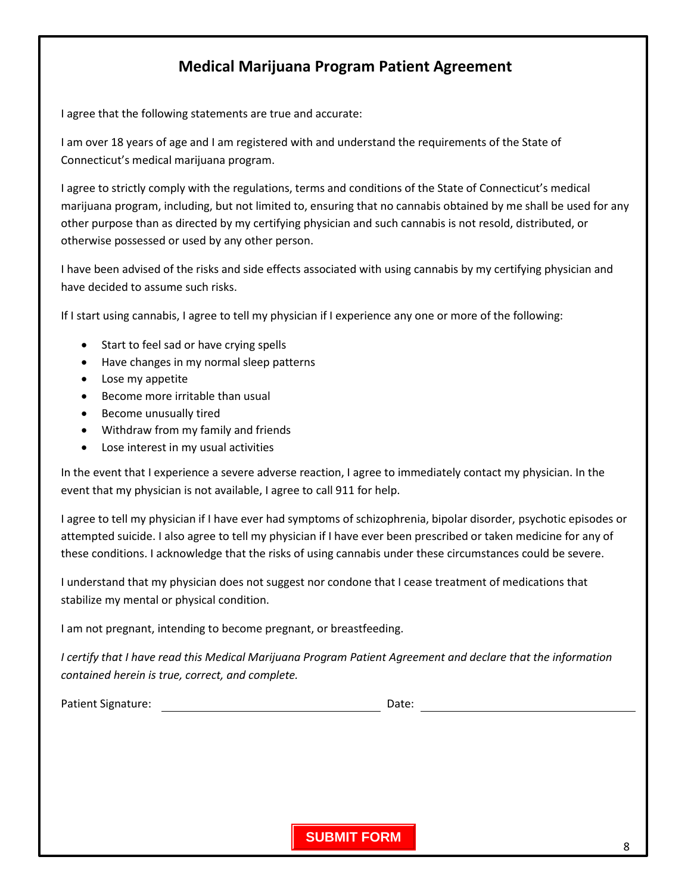# Medical Marijuana Program Patient Agreement

I agree that the following statements are true and accurate:

I am over 18 years of age and I am registered with and understand the requirements of the State of Connecticut's medical marijuana program.

I agree to strictly comply with the regulations, terms and conditions of the State of Connecticut's medical marijuana program, including, but not limited to, ensuring that no cannabis obtained by me shall be used for any other purpose than as directed by my certifying physician and such cannabis is not resold, distributed, or otherwise possessed or used by any other person.

I have been advised of the risks and side effects associated with using cannabis by my certifying physician and have decided to assume such risks.

If I start using cannabis, I agree to tell my physician if I experience any one or more of the following:

- Start to feel sad or have crying spells
- Have changes in my normal sleep patterns
- Lose my appetite
- Become more irritable than usual
- Become unusually tired
- Withdraw from my family and friends
- Lose interest in my usual activities

In the event that I experience a severe adverse reaction, I agree to immediately contact my physician. In the event that my physician is not available, I agree to call 911 for help.

I agree to tell my physician if I have ever had symptoms of schizophrenia, bipolar disorder, psychotic episodes or attempted suicide. I also agree to tell my physician if I have ever been prescribed or taken medicine for any of these conditions. I acknowledge that the risks of using cannabis under these circumstances could be severe.

I understand that my physician does not suggest nor condone that I cease treatment of medications that stabilize my mental or physical condition.

I am not pregnant, intending to become pregnant, or breastfeeding.

*I certify that I have read this Medical Marijuana Program Patient Agreement and declare that the information contained herein is true, correct, and complete.*

Patient Signature: ______________________________ Date: ______________________________

SUBMIT FORM